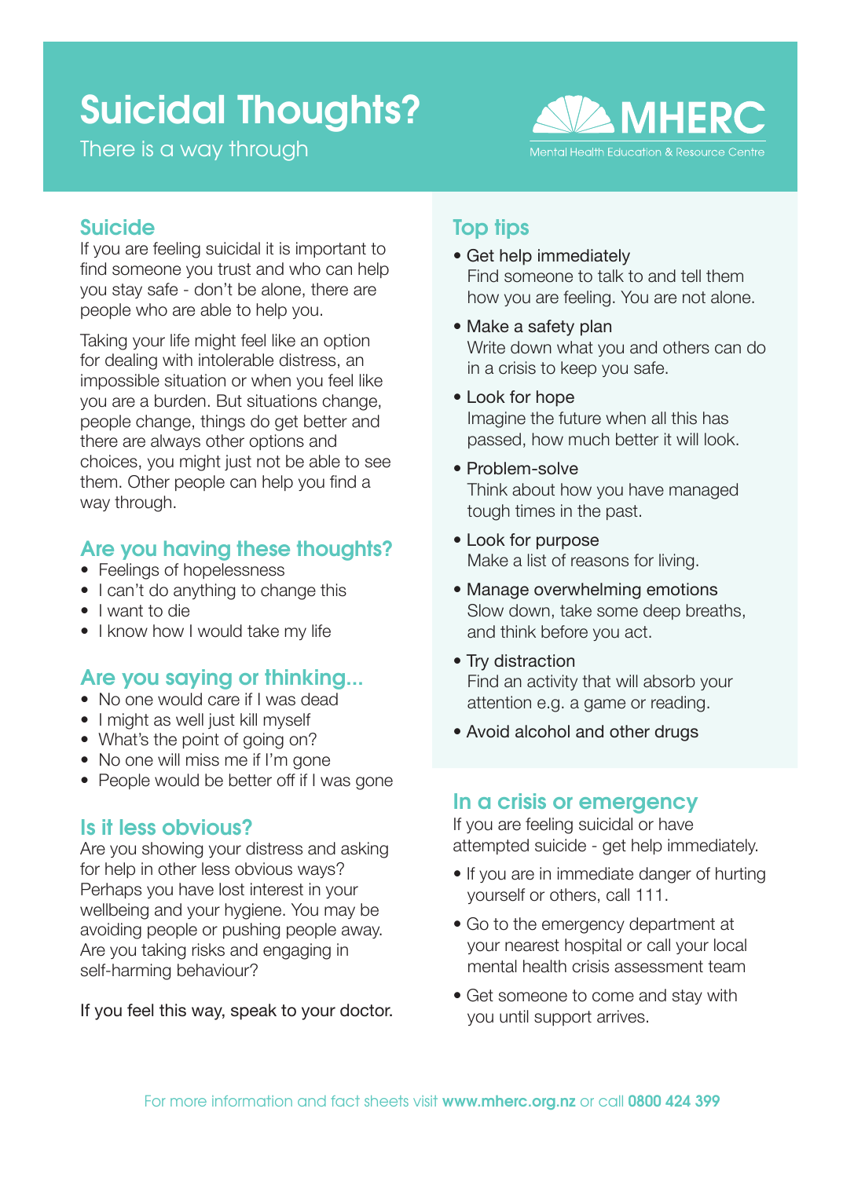# Suicidal Thoughts?

There is a way through

MHERC
Mental Health Education & Resource Centre

## Suicide

If you are feeling suicidal it is important to find someone you trust and who can help you stay safe - don't be alone, there are people who are able to help you.

Taking your life might feel like an option for dealing with intolerable distress, an impossible situation or when you feel like you are a burden. But situations change, people change, things do get better and there are always other options and choices, you might just not be able to see them. Other people can help you find a way through.

## Are you having these thoughts?

- Feelings of hopelessness
- I can't do anything to change this
- I want to die
- I know how I would take my life

## Are you saying or thinking...

- No one would care if I was dead
- I might as well just kill myself
- What's the point of going on?
- No one will miss me if I'm gone
- People would be better off if I was gone

## Is it less obvious?

Are you showing your distress and asking for help in other less obvious ways? Perhaps you have lost interest in your wellbeing and your hygiene. You may be avoiding people or pushing people away. Are you taking risks and engaging in self-harming behaviour?

If you feel this way, speak to your doctor.

## Top tips

- Get help immediately
  Find someone to talk to and tell them how you are feeling. You are not alone.
- Make a safety plan
  Write down what you and others can do in a crisis to keep you safe.
- Look for hope
  Imagine the future when all this has passed, how much better it will look.
- Problem-solve
  Think about how you have managed tough times in the past.
- Look for purpose
  Make a list of reasons for living.
- Manage overwhelming emotions
  Slow down, take some deep breaths, and think before you act.
- Try distraction
  Find an activity that will absorb your attention e.g. a game or reading.
- Avoid alcohol and other drugs

## In a crisis or emergency

If you are feeling suicidal or have attempted suicide - get help immediately.

- If you are in immediate danger of hurting yourself or others, call 111.
- Go to the emergency department at your nearest hospital or call your local mental health crisis assessment team
- Get someone to come and stay with you until support arrives.

For more information and fact sheets visit **www.mherc.org.nz** or call **0800 424 399**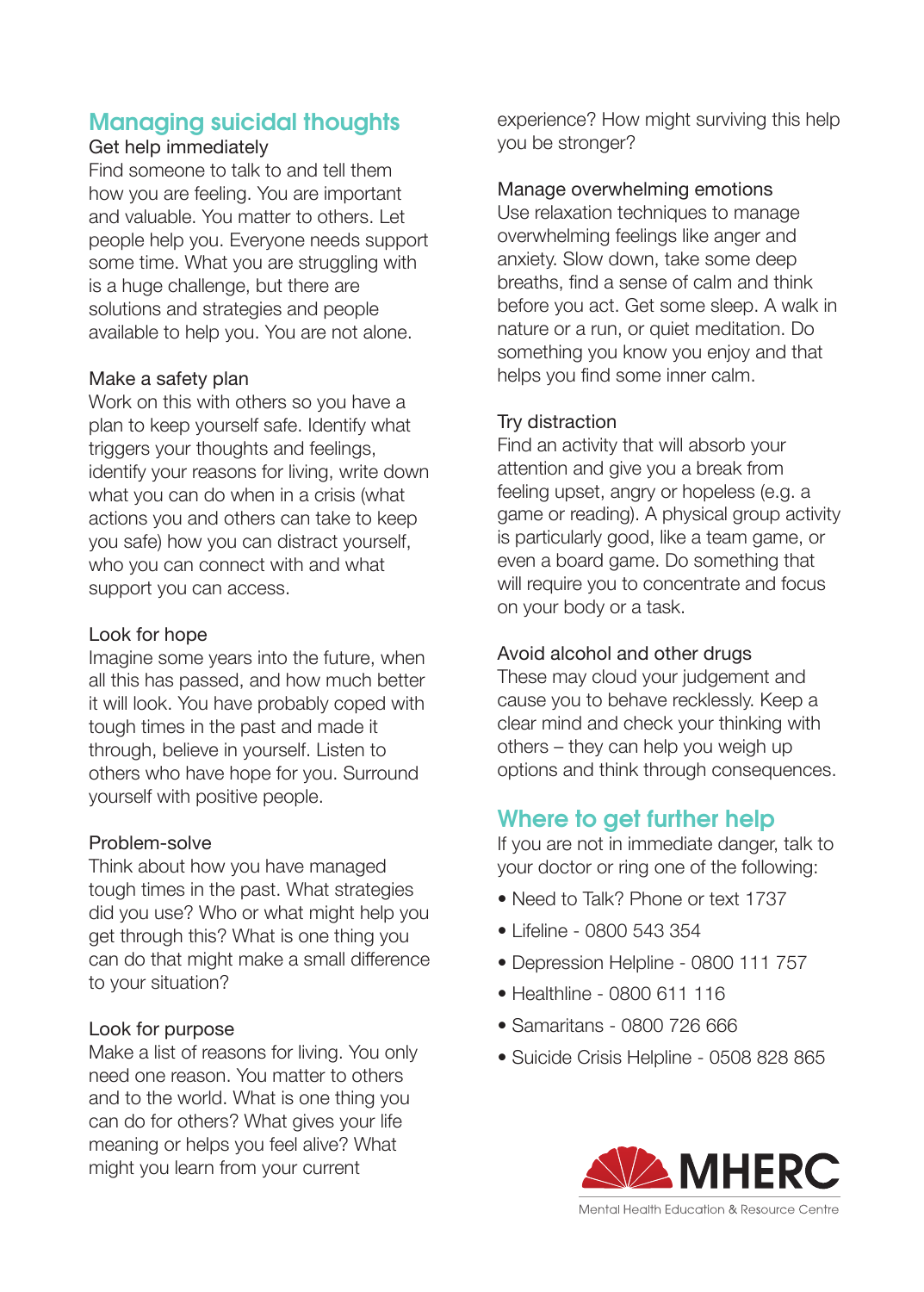## Managing suicidal thoughts

### Get help immediately

Find someone to talk to and tell them how you are feeling. You are important and valuable. You matter to others. Let people help you. Everyone needs support some time. What you are struggling with is a huge challenge, but there are solutions and strategies and people available to help you. You are not alone.

### Make a safety plan

Work on this with others so you have a plan to keep yourself safe. Identify what triggers your thoughts and feelings, identify your reasons for living, write down what you can do when in a crisis (what actions you and others can take to keep you safe) how you can distract yourself, who you can connect with and what support you can access.

### Look for hope

Imagine some years into the future, when all this has passed, and how much better it will look. You have probably coped with tough times in the past and made it through, believe in yourself. Listen to others who have hope for you. Surround yourself with positive people.

### Problem-solve

Think about how you have managed tough times in the past. What strategies did you use? Who or what might help you get through this? What is one thing you can do that might make a small difference to your situation?

### Look for purpose

Make a list of reasons for living. You only need one reason. You matter to others and to the world. What is one thing you can do for others? What gives your life meaning or helps you feel alive? What might you learn from your current experience? How might surviving this help you be stronger?

### Manage overwhelming emotions

Use relaxation techniques to manage overwhelming feelings like anger and anxiety. Slow down, take some deep breaths, find a sense of calm and think before you act. Get some sleep. A walk in nature or a run, or quiet meditation. Do something you know you enjoy and that helps you find some inner calm.

### Try distraction

Find an activity that will absorb your attention and give you a break from feeling upset, angry or hopeless (e.g. a game or reading). A physical group activity is particularly good, like a team game, or even a board game. Do something that will require you to concentrate and focus on your body or a task.

### Avoid alcohol and other drugs

These may cloud your judgement and cause you to behave recklessly. Keep a clear mind and check your thinking with others – they can help you weigh up options and think through consequences.

## Where to get further help

If you are not in immediate danger, talk to your doctor or ring one of the following:

- Need to Talk? Phone or text 1737
- Lifeline - 0800 543 354
- Depression Helpline - 0800 111 757
- Healthline - 0800 611 116
- Samaritans - 0800 726 666
- Suicide Crisis Helpline - 0508 828 865

MHERC

Mental Health Education & Resource Centre